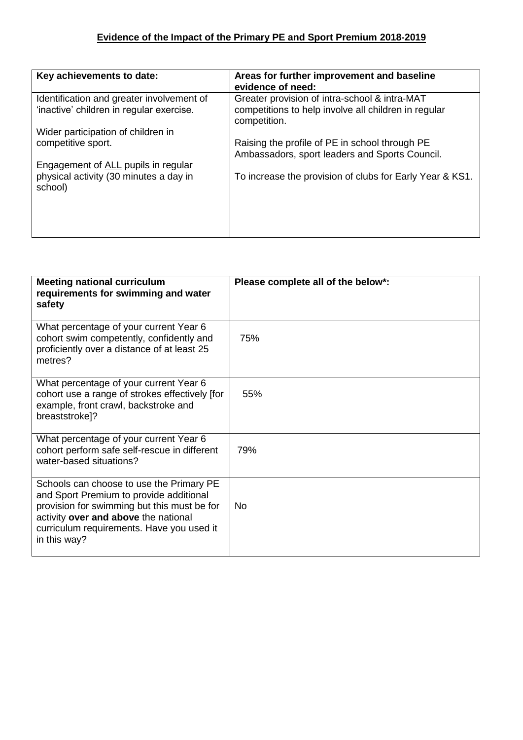# **Evidence of the Impact of the Primary PE and Sport Premium 2018-2019**

| Key achievements to date: | Areas for further improvement and baseline evidence of need: |
|---|---|
| Identification and greater involvement of 'inactive' children in regular exercise.<br><br>Wider participation of children in competitive sport.<br><br>Engagement of <u>ALL</u> pupils in regular physical activity (30 minutes a day in school) | Greater provision of intra-school & intra-MAT competitions to help involve all children in regular competition.<br><br>Raising the profile of PE in school through PE Ambassadors, sport leaders and Sports Council.<br><br>To increase the provision of clubs for Early Year & KS1. |

| Meeting national curriculum requirements for swimming and water safety | Please complete all of the below*: |
|---|---|
| What percentage of your current Year 6 cohort swim competently, confidently and proficiently over a distance of at least 25 metres? | 75% |
| What percentage of your current Year 6 cohort use a range of strokes effectively [for example, front crawl, backstroke and breaststroke]? | 55% |
| What percentage of your current Year 6 cohort perform safe self-rescue in different water-based situations? | 79% |
| Schools can choose to use the Primary PE and Sport Premium to provide additional provision for swimming but this must be for activity **over and above** the national curriculum requirements. Have you used it in this way? | No |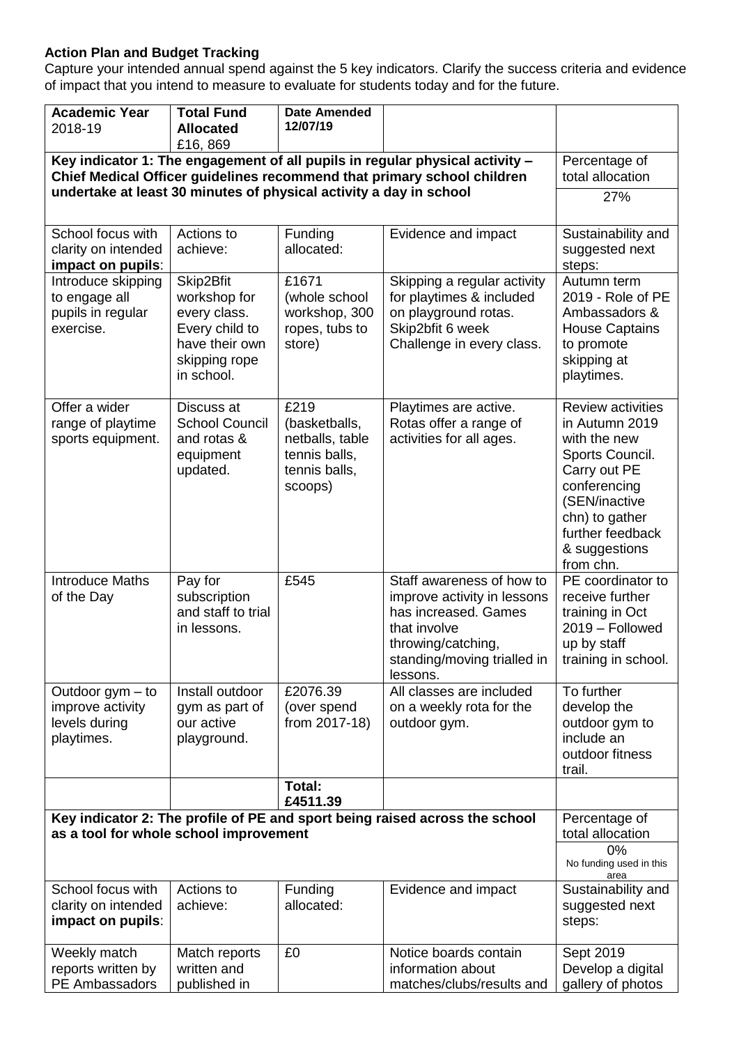**Action Plan and Budget Tracking**

Capture your intended annual spend against the 5 key indicators. Clarify the success criteria and evidence of impact that you intend to measure to evaluate for students today and for the future.

| **Academic Year** 2018-19 | **Total Fund Allocated** £16, 869 | **Date Amended 12/07/19** | | |
|---|---|---|---|---|
| **Key indicator 1: The engagement of all pupils in regular physical activity – Chief Medical Officer guidelines recommend that primary school children undertake at least 30 minutes of physical activity a day in school** | | | | Percentage of total allocation 27% |
| School focus with clarity on intended **impact on pupils**: | Actions to achieve: | Funding allocated: | Evidence and impact | Sustainability and suggested next steps: |
| Introduce skipping to engage all pupils in regular exercise. | Skip2Bfit workshop for every class. Every child to have their own skipping rope in school. | £1671 (whole school workshop, 300 ropes, tubs to store) | Skipping a regular activity for playtimes & included on playground rotas. Skip2bfit 6 week Challenge in every class. | Autumn term 2019 - Role of PE Ambassadors & House Captains to promote skipping at playtimes. |
| Offer a wider range of playtime sports equipment. | Discuss at School Council and rotas & equipment updated. | £219 (basketballs, netballs, table tennis balls, tennis balls, scoops) | Playtimes are active. Rotas offer a range of activities for all ages. | Review activities in Autumn 2019 with the new Sports Council. Carry out PE conferencing (SEN/inactive chn) to gather further feedback & suggestions from chn. |
| Introduce Maths of the Day | Pay for subscription and staff to trial in lessons. | £545 | Staff awareness of how to improve activity in lessons has increased. Games that involve throwing/catching, standing/moving trialled in lessons. | PE coordinator to receive further training in Oct 2019 – Followed up by staff training in school. |
| Outdoor gym – to improve activity levels during playtimes. | Install outdoor gym as part of our active playground. | £2076.39 (over spend from 2017-18) | All classes are included on a weekly rota for the outdoor gym. | To further develop the outdoor gym to include an outdoor fitness trail. |
| | | **Total: £4511.39** | | |
| **Key indicator 2: The profile of PE and sport being raised across the school as a tool for whole school improvement** | | | | Percentage of total allocation 0% No funding used in this area |
| School focus with clarity on intended **impact on pupils**: | Actions to achieve: | Funding allocated: | Evidence and impact | Sustainability and suggested next steps: |
| Weekly match reports written by PE Ambassadors | Match reports written and published in | £0 | Notice boards contain information about matches/clubs/results and | Sept 2019 Develop a digital gallery of photos |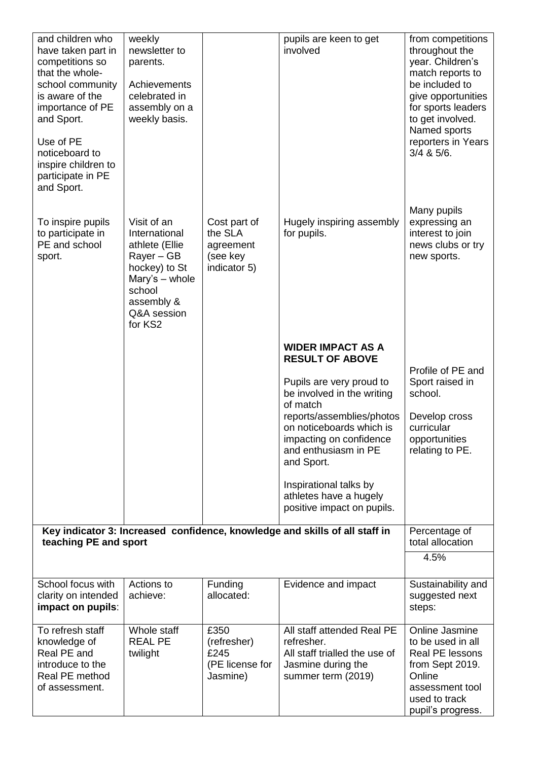| | | | | |
|---|---|---|---|---|
| and children who have taken part in competitions so that the whole-school community is aware of the importance of PE and Sport.<br><br>Use of PE noticeboard to inspire children to participate in PE and Sport. | weekly newsletter to parents.<br><br>Achievements celebrated in assembly on a weekly basis. | | pupils are keen to get involved | from competitions throughout the year. Children's match reports to be included to give opportunities for sports leaders to get involved. Named sports reporters in Years 3/4 & 5/6. |
| To inspire pupils to participate in PE and school sport. | Visit of an International athlete (Ellie Rayer – GB hockey) to St Mary's – whole school assembly & Q&A session for KS2 | Cost part of the SLA agreement (see key indicator 5) | Hugely inspiring assembly for pupils. | Many pupils expressing an interest to join news clubs or try new sports. |
| | | | **WIDER IMPACT AS A RESULT OF ABOVE**<br><br>Pupils are very proud to be involved in the writing of match reports/assemblies/photos on noticeboards which is impacting on confidence and enthusiasm in PE and Sport.<br><br>Inspirational talks by athletes have a hugely positive impact on pupils. | Profile of PE and Sport raised in school.<br><br>Develop cross curricular opportunities relating to PE. |

| **Key indicator 3: Increased confidence, knowledge and skills of all staff in teaching PE and sport** | | | | Percentage of total allocation |
|---|---|---|---|---|
| | | | | 4.5% |
| School focus with clarity on intended **impact on pupils**: | Actions to achieve: | Funding allocated: | Evidence and impact | Sustainability and suggested next steps: |
| To refresh staff knowledge of Real PE and introduce to the Real PE method of assessment. | Whole staff REAL PE twilight | £350 (refresher)<br>£245 (PE license for Jasmine) | All staff attended Real PE refresher.<br>All staff trialled the use of Jasmine during the summer term (2019) | Online Jasmine to be used in all Real PE lessons from Sept 2019. Online assessment tool used to track pupil's progress. |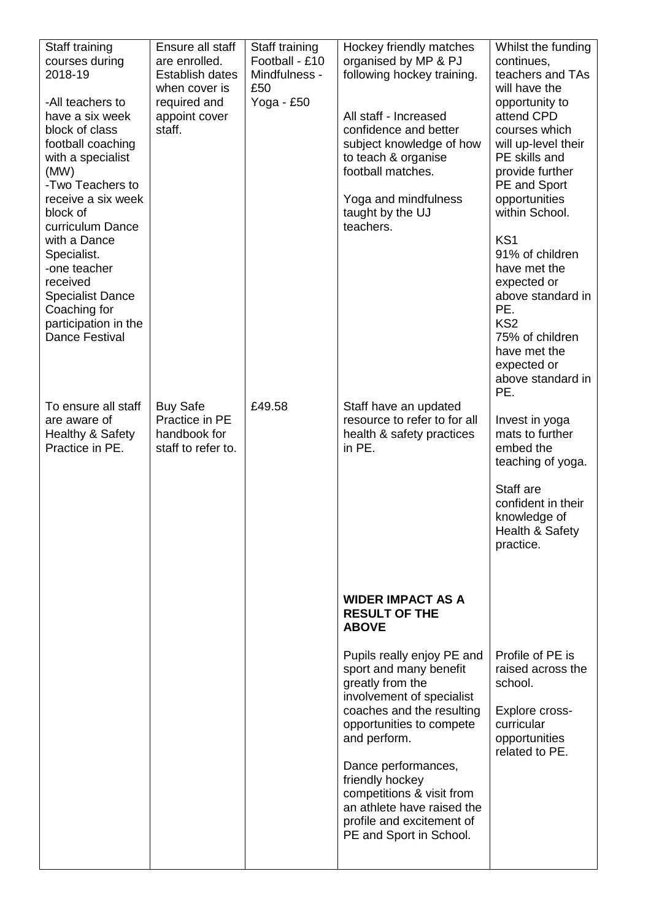| Staff training courses during 2018-19<br><br>-All teachers to have a six week block of class football coaching with a specialist (MW)<br>-Two Teachers to receive a six week block of curriculum Dance with a Dance Specialist.<br>-one teacher received Specialist Dance Coaching for participation in the Dance Festival | Ensure all staff are enrolled. Establish dates when cover is required and appoint cover staff. | Staff training<br>Football - £10<br>Mindfulness - £50<br>Yoga - £50 | Hockey friendly matches organised by MP & PJ following hockey training.<br><br>All staff - Increased confidence and better subject knowledge of how to teach & organise football matches.<br><br>Yoga and mindfulness taught by the UJ teachers. | Whilst the funding continues, teachers and TAs will have the opportunity to attend CPD courses which will up-level their PE skills and provide further PE and Sport opportunities within School.<br><br>KS1<br>91% of children have met the expected or above standard in PE.<br>KS2<br>75% of children have met the expected or above standard in PE. |
|---|---|---|---|---|
| To ensure all staff are aware of Healthy & Safety Practice in PE. | Buy Safe Practice in PE handbook for staff to refer to. | £49.58 | Staff have an updated resource to refer to for all health & safety practices in PE. | Invest in yoga mats to further embed the teaching of yoga.<br><br>Staff are confident in their knowledge of Health & Safety practice. |
| | | | **WIDER IMPACT AS A RESULT OF THE ABOVE**<br><br>Pupils really enjoy PE and sport and many benefit greatly from the involvement of specialist coaches and the resulting opportunities to compete and perform.<br><br>Dance performances, friendly hockey competitions & visit from an athlete have raised the profile and excitement of PE and Sport in School. | Profile of PE is raised across the school.<br><br>Explore cross-curricular opportunities related to PE. |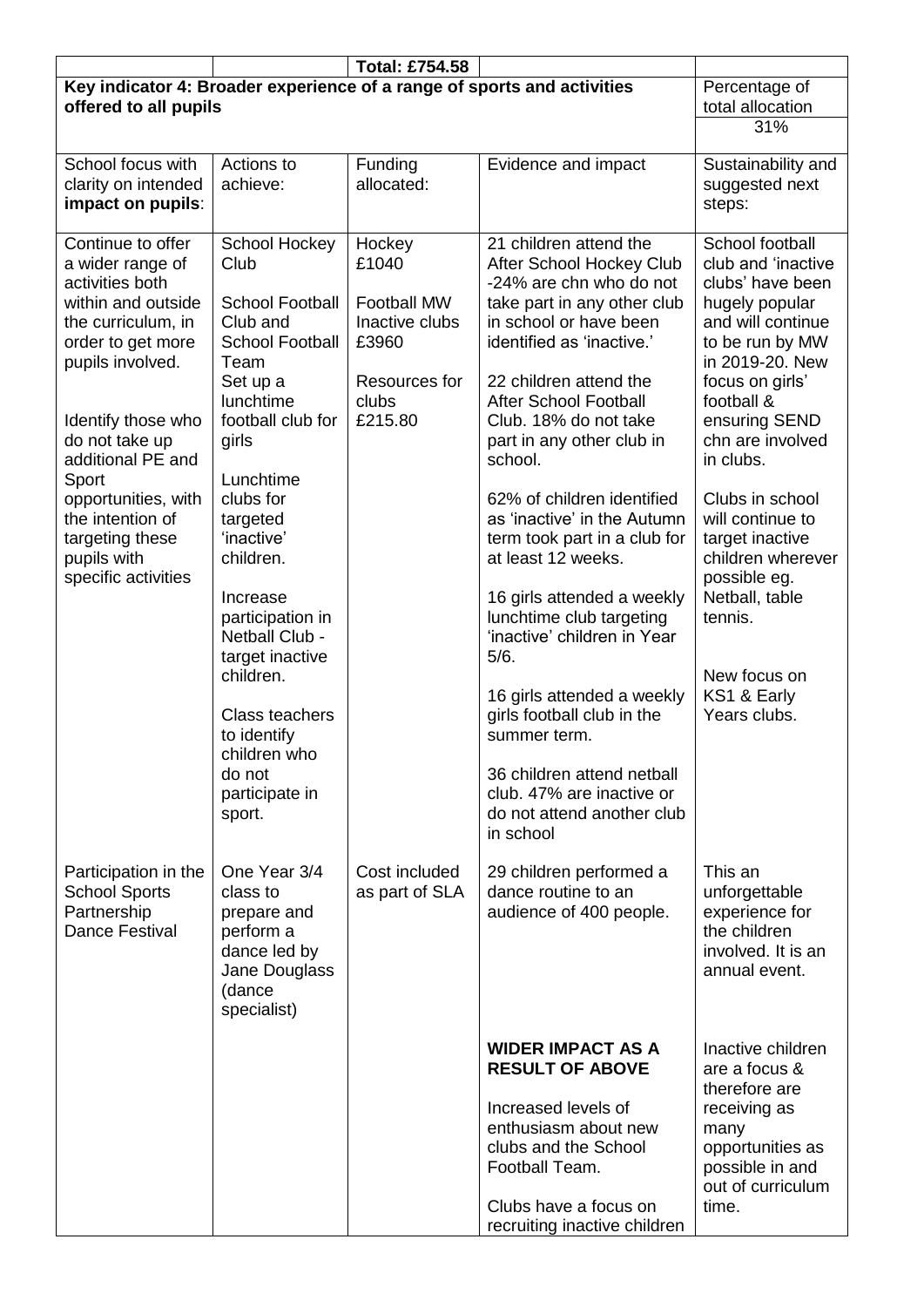| | | Total: £754.58 | | |
|---|---|---|---|---|
| **Key indicator 4: Broader experience of a range of sports and activities offered to all pupils** | | | | Percentage of total allocation<br>31% |
| School focus with clarity on intended **impact on pupils**: | Actions to achieve: | Funding allocated: | Evidence and impact | Sustainability and suggested next steps: |
| Continue to offer a wider range of activities both within and outside the curriculum, in order to get more pupils involved.<br><br>Identify those who do not take up additional PE and Sport opportunities, with the intention of targeting these pupils with specific activities | School Hockey Club<br><br>School Football Club and School Football Team<br>Set up a lunchtime football club for girls<br><br>Lunchtime clubs for targeted 'inactive' children.<br><br>Increase participation in Netball Club - target inactive children.<br><br>Class teachers to identify children who do not participate in sport. | Hockey £1040<br><br>Football MW Inactive clubs £3960<br><br>Resources for clubs £215.80 | 21 children attend the After School Hockey Club -24% are chn who do not take part in any other club in school or have been identified as 'inactive.'<br><br>22 children attend the After School Football Club. 18% do not take part in any other club in school.<br><br>62% of children identified as 'inactive' in the Autumn term took part in a club for at least 12 weeks.<br><br>16 girls attended a weekly lunchtime club targeting 'inactive' children in Year 5/6.<br><br>16 girls attended a weekly girls football club in the summer term.<br><br>36 children attend netball club. 47% are inactive or do not attend another club in school | School football club and 'inactive clubs' have been hugely popular and will continue to be run by MW in 2019-20. New focus on girls' football & ensuring SEND chn are involved in clubs.<br><br>Clubs in school will continue to target inactive children wherever possible eg. Netball, table tennis.<br><br>New focus on KS1 & Early Years clubs. |
| Participation in the School Sports Partnership Dance Festival | One Year 3/4 class to prepare and perform a dance led by Jane Douglass (dance specialist) | Cost included as part of SLA | 29 children performed a dance routine to an audience of 400 people. | This an unforgettable experience for the children involved. It is an annual event. |
| | | | **WIDER IMPACT AS A RESULT OF ABOVE**<br><br>Increased levels of enthusiasm about new clubs and the School Football Team.<br><br>Clubs have a focus on recruiting inactive children | Inactive children are a focus & therefore are receiving as many opportunities as possible in and out of curriculum time. |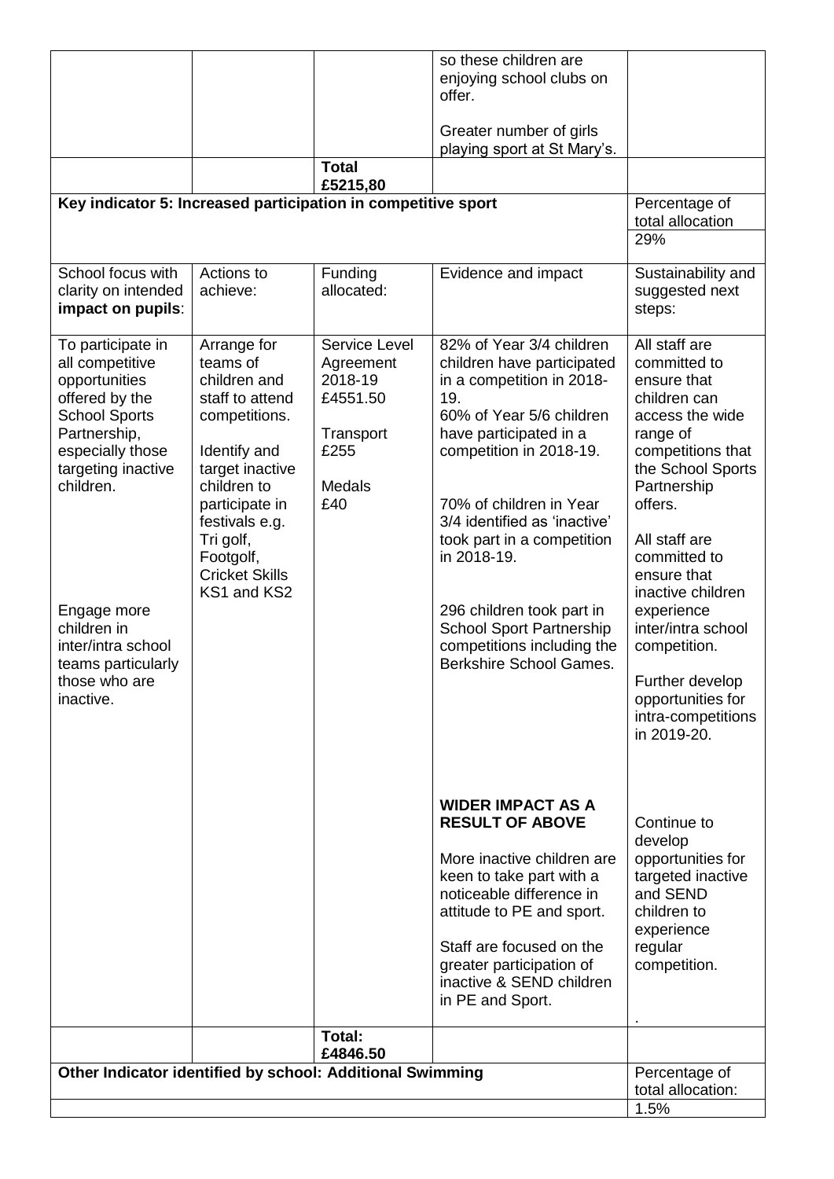| | | | so these children are enjoying school clubs on offer.<br><br>Greater number of girls playing sport at St Mary's. | |
|---|---|---|---|---|
| | | **Total £5215,80** | | |
| **Key indicator 5: Increased participation in competitive sport** | | | | Percentage of total allocation<br>29% |
| School focus with clarity on intended **impact on pupils**: | Actions to achieve: | Funding allocated: | Evidence and impact | Sustainability and suggested next steps: |
| To participate in all competitive opportunities offered by the School Sports Partnership, especially those targeting inactive children.<br><br>Engage more children in inter/intra school teams particularly those who are inactive. | Arrange for teams of children and staff to attend competitions.<br><br>Identify and target inactive children to participate in festivals e.g. Tri golf, Footgolf, Cricket Skills KS1 and KS2 | Service Level Agreement 2018-19 £4551.50<br><br>Transport £255<br><br>Medals £40 | 82% of Year 3/4 children children have participated in a competition in 2018-19.<br>60% of Year 5/6 children have participated in a competition in 2018-19.<br><br>70% of children in Year 3/4 identified as 'inactive' took part in a competition in 2018-19.<br><br>296 children took part in School Sport Partnership competitions including the Berkshire School Games.<br><br>**WIDER IMPACT AS A RESULT OF ABOVE**<br><br>More inactive children are keen to take part with a noticeable difference in attitude to PE and sport.<br><br>Staff are focused on the greater participation of inactive & SEND children in PE and Sport. | All staff are committed to ensure that children can access the wide range of competitions that the School Sports Partnership offers.<br><br>All staff are committed to ensure that inactive children experience inter/intra school competition.<br><br>Further develop opportunities for intra-competitions in 2019-20.<br><br>Continue to develop opportunities for targeted inactive and SEND children to experience regular competition.<br><br>. |
| | | **Total: £4846.50** | | |
| **Other Indicator identified by school: Additional Swimming** | | | | Percentage of total allocation:<br>1.5% |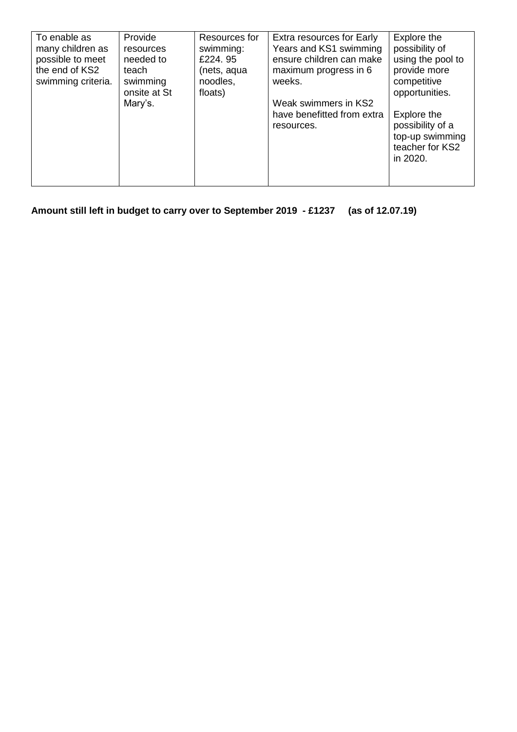| | | | | |
|---|---|---|---|---|
| To enable as many children as possible to meet the end of KS2 swimming criteria. | Provide resources needed to teach swimming onsite at St Mary's. | Resources for swimming: £224. 95 (nets, aqua noodles, floats) | Extra resources for Early Years and KS1 swimming ensure children can make maximum progress in 6 weeks.<br><br>Weak swimmers in KS2 have benefitted from extra resources. | Explore the possibility of using the pool to provide more competitive opportunities.<br><br>Explore the possibility of a top-up swimming teacher for KS2 in 2020. |

**Amount still left in budget to carry over to September 2019 - £1237 (as of 12.07.19)**